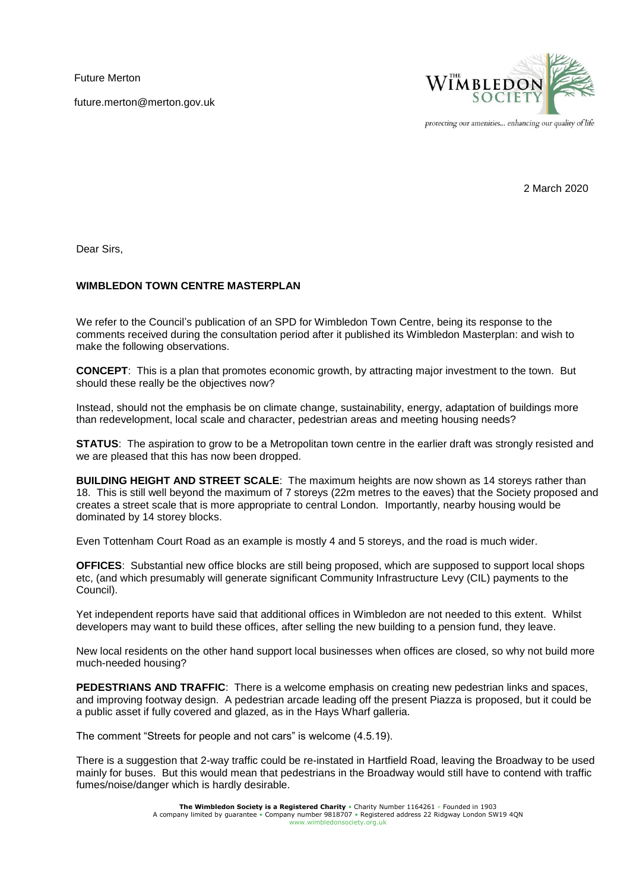Future Merton

future.merton@merton.gov.uk

protecting our amenities... enhancing our quality of life

2 March 2020

Dear Sirs,

**WIMBLEDON TOWN CENTRE MASTERPLAN**

We refer to the Council's publication of an SPD for Wimbledon Town Centre, being its response to the comments received during the consultation period after it published its Wimbledon Masterplan: and wish to make the following observations.

**CONCEPT**: This is a plan that promotes economic growth, by attracting major investment to the town. But should these really be the objectives now?

Instead, should not the emphasis be on climate change, sustainability, energy, adaptation of buildings more than redevelopment, local scale and character, pedestrian areas and meeting housing needs?

**STATUS**: The aspiration to grow to be a Metropolitan town centre in the earlier draft was strongly resisted and we are pleased that this has now been dropped.

**BUILDING HEIGHT AND STREET SCALE**: The maximum heights are now shown as 14 storeys rather than 18. This is still well beyond the maximum of 7 storeys (22m metres to the eaves) that the Society proposed and creates a street scale that is more appropriate to central London. Importantly, nearby housing would be dominated by 14 storey blocks.

Even Tottenham Court Road as an example is mostly 4 and 5 storeys, and the road is much wider.

**OFFICES**: Substantial new office blocks are still being proposed, which are supposed to support local shops etc, (and which presumably will generate significant Community Infrastructure Levy (CIL) payments to the Council).

Yet independent reports have said that additional offices in Wimbledon are not needed to this extent. Whilst developers may want to build these offices, after selling the new building to a pension fund, they leave.

New local residents on the other hand support local businesses when offices are closed, so why not build more much-needed housing?

**PEDESTRIANS AND TRAFFIC**: There is a welcome emphasis on creating new pedestrian links and spaces, and improving footway design. A pedestrian arcade leading off the present Piazza is proposed, but it could be a public asset if fully covered and glazed, as in the Hays Wharf galleria.

The comment "Streets for people and not cars" is welcome (4.5.19).

There is a suggestion that 2-way traffic could be re-instated in Hartfield Road, leaving the Broadway to be used mainly for buses. But this would mean that pedestrians in the Broadway would still have to contend with traffic fumes/noise/danger which is hardly desirable.

**The Wimbledon Society is a Registered Charity** • Charity Number 1164261 • Founded in 1903
A company limited by guarantee • Company number 9818707 • Registered address 22 Ridgway London SW19 4QN
www.wimbledonsociety.org.uk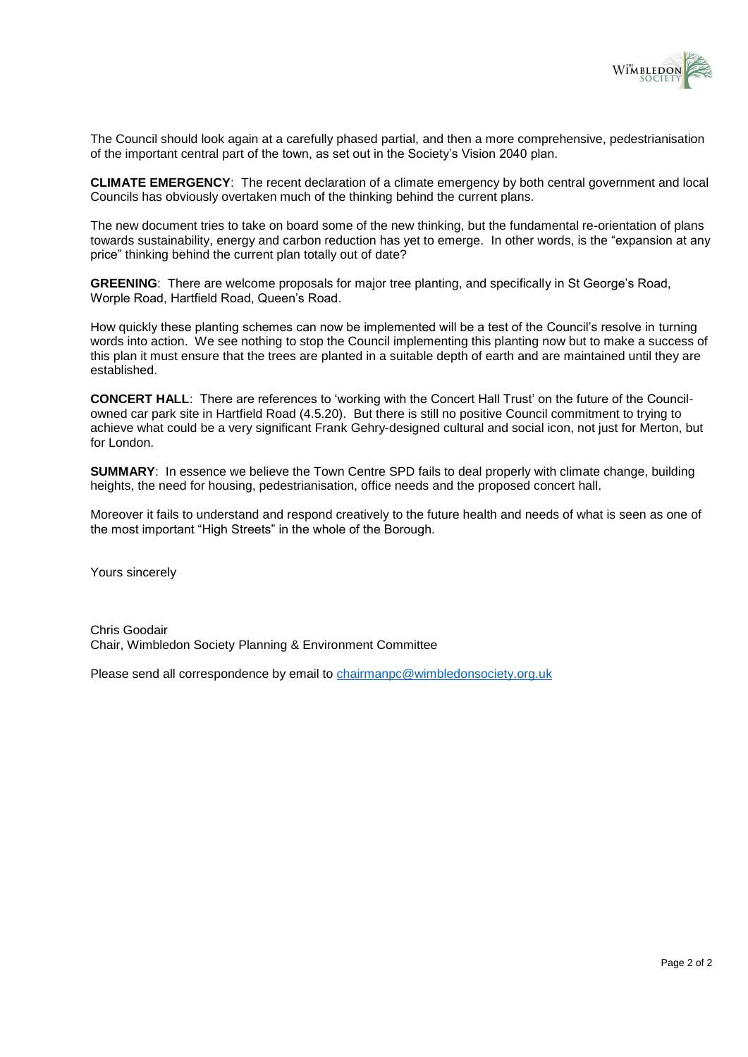The Council should look again at a carefully phased partial, and then a more comprehensive, pedestrianisation of the important central part of the town, as set out in the Society's Vision 2040 plan.

**CLIMATE EMERGENCY**: The recent declaration of a climate emergency by both central government and local Councils has obviously overtaken much of the thinking behind the current plans.

The new document tries to take on board some of the new thinking, but the fundamental re-orientation of plans towards sustainability, energy and carbon reduction has yet to emerge. In other words, is the "expansion at any price" thinking behind the current plan totally out of date?

**GREENING**: There are welcome proposals for major tree planting, and specifically in St George's Road, Worple Road, Hartfield Road, Queen's Road.

How quickly these planting schemes can now be implemented will be a test of the Council's resolve in turning words into action. We see nothing to stop the Council implementing this planting now but to make a success of this plan it must ensure that the trees are planted in a suitable depth of earth and are maintained until they are established.

**CONCERT HALL**: There are references to 'working with the Concert Hall Trust' on the future of the Council-owned car park site in Hartfield Road (4.5.20). But there is still no positive Council commitment to trying to achieve what could be a very significant Frank Gehry-designed cultural and social icon, not just for Merton, but for London.

**SUMMARY**: In essence we believe the Town Centre SPD fails to deal properly with climate change, building heights, the need for housing, pedestrianisation, office needs and the proposed concert hall.

Moreover it fails to understand and respond creatively to the future health and needs of what is seen as one of the most important "High Streets" in the whole of the Borough.

Yours sincerely

Chris Goodair
Chair, Wimbledon Society Planning & Environment Committee

Please send all correspondence by email to chairmanpc@wimbledonsociety.org.uk